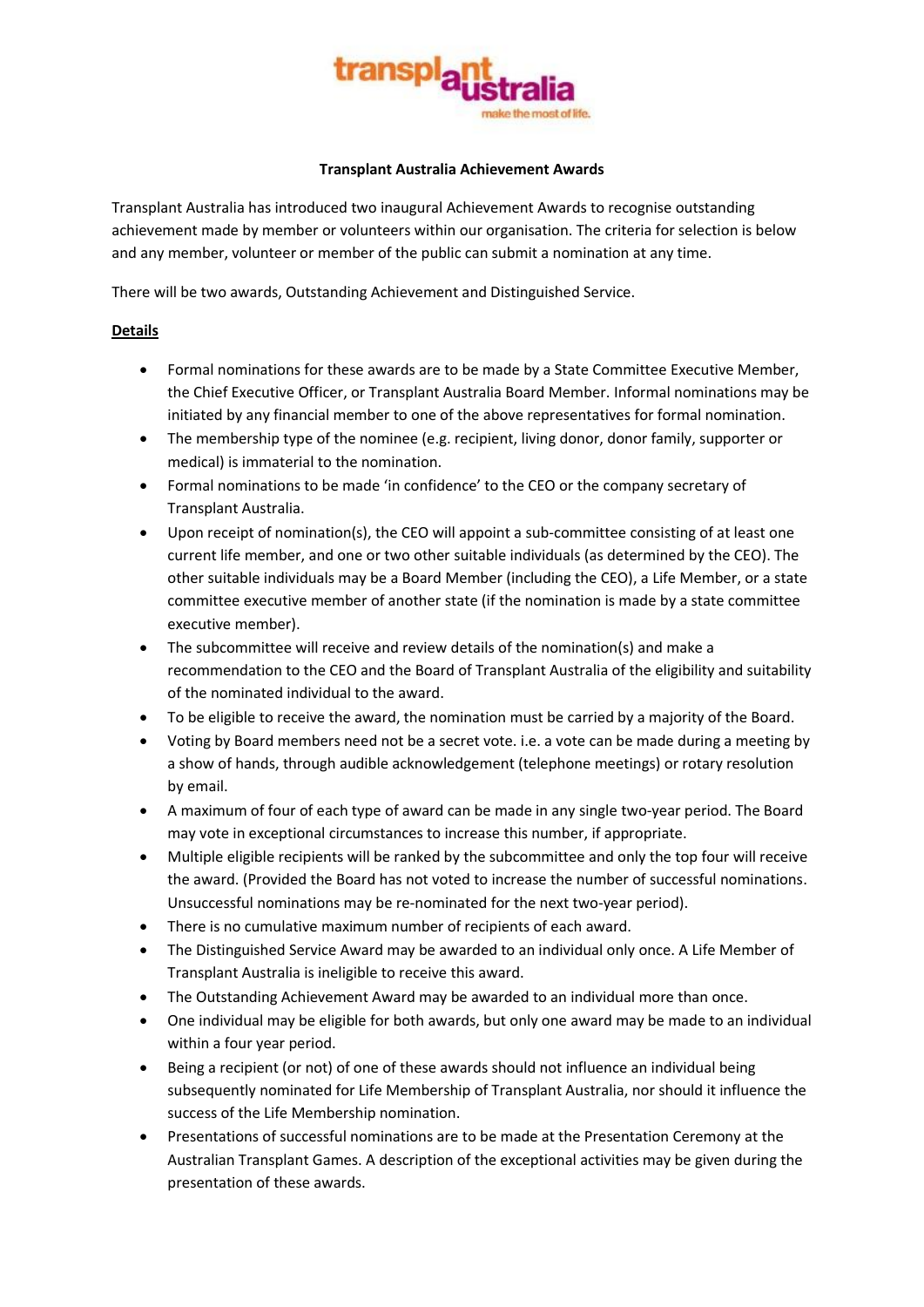# Transplant Australia Achievement Awards

Transplant Australia has introduced two inaugural Achievement Awards to recognise outstanding achievement made by member or volunteers within our organisation. The criteria for selection is below and any member, volunteer or member of the public can submit a nomination at any time.

There will be two awards, Outstanding Achievement and Distinguished Service.

## Details

- Formal nominations for these awards are to be made by a State Committee Executive Member, the Chief Executive Officer, or Transplant Australia Board Member. Informal nominations may be initiated by any financial member to one of the above representatives for formal nomination.
- The membership type of the nominee (e.g. recipient, living donor, donor family, supporter or medical) is immaterial to the nomination.
- Formal nominations to be made 'in confidence' to the CEO or the company secretary of Transplant Australia.
- Upon receipt of nomination(s), the CEO will appoint a sub-committee consisting of at least one current life member, and one or two other suitable individuals (as determined by the CEO). The other suitable individuals may be a Board Member (including the CEO), a Life Member, or a state committee executive member of another state (if the nomination is made by a state committee executive member).
- The subcommittee will receive and review details of the nomination(s) and make a recommendation to the CEO and the Board of Transplant Australia of the eligibility and suitability of the nominated individual to the award.
- To be eligible to receive the award, the nomination must be carried by a majority of the Board.
- Voting by Board members need not be a secret vote. i.e. a vote can be made during a meeting by a show of hands, through audible acknowledgement (telephone meetings) or rotary resolution by email.
- A maximum of four of each type of award can be made in any single two-year period. The Board may vote in exceptional circumstances to increase this number, if appropriate.
- Multiple eligible recipients will be ranked by the subcommittee and only the top four will receive the award. (Provided the Board has not voted to increase the number of successful nominations. Unsuccessful nominations may be re-nominated for the next two-year period).
- There is no cumulative maximum number of recipients of each award.
- The Distinguished Service Award may be awarded to an individual only once. A Life Member of Transplant Australia is ineligible to receive this award.
- The Outstanding Achievement Award may be awarded to an individual more than once.
- One individual may be eligible for both awards, but only one award may be made to an individual within a four year period.
- Being a recipient (or not) of one of these awards should not influence an individual being subsequently nominated for Life Membership of Transplant Australia, nor should it influence the success of the Life Membership nomination.
- Presentations of successful nominations are to be made at the Presentation Ceremony at the Australian Transplant Games. A description of the exceptional activities may be given during the presentation of these awards.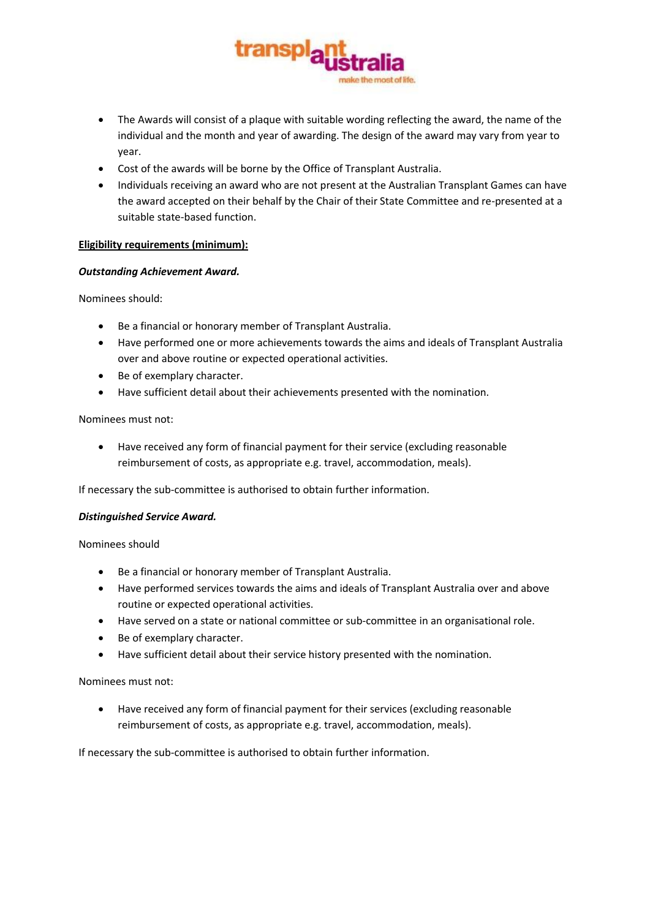- The Awards will consist of a plaque with suitable wording reflecting the award, the name of the individual and the month and year of awarding. The design of the award may vary from year to year.
- Cost of the awards will be borne by the Office of Transplant Australia.
- Individuals receiving an award who are not present at the Australian Transplant Games can have the award accepted on their behalf by the Chair of their State Committee and re-presented at a suitable state-based function.

**Eligibility requirements (minimum):**

***Outstanding Achievement Award.***

Nominees should:

- Be a financial or honorary member of Transplant Australia.
- Have performed one or more achievements towards the aims and ideals of Transplant Australia over and above routine or expected operational activities.
- Be of exemplary character.
- Have sufficient detail about their achievements presented with the nomination.

Nominees must not:

- Have received any form of financial payment for their service (excluding reasonable reimbursement of costs, as appropriate e.g. travel, accommodation, meals).

If necessary the sub-committee is authorised to obtain further information.

***Distinguished Service Award.***

Nominees should

- Be a financial or honorary member of Transplant Australia.
- Have performed services towards the aims and ideals of Transplant Australia over and above routine or expected operational activities.
- Have served on a state or national committee or sub-committee in an organisational role.
- Be of exemplary character.
- Have sufficient detail about their service history presented with the nomination.

Nominees must not:

- Have received any form of financial payment for their services (excluding reasonable reimbursement of costs, as appropriate e.g. travel, accommodation, meals).

If necessary the sub-committee is authorised to obtain further information.